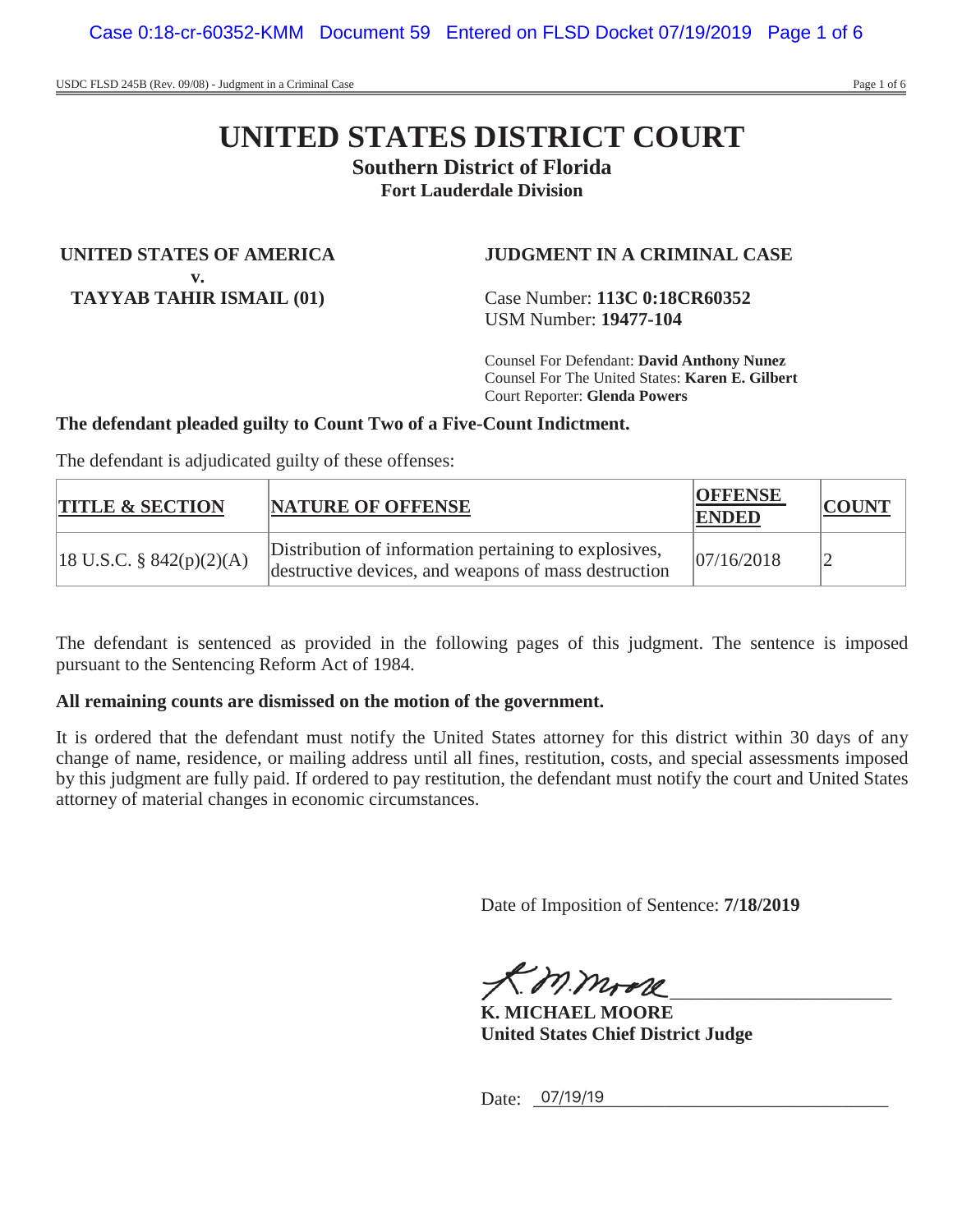# UNITED STATES DISTRICT COURT

**Southern District of Florida**
**Fort Lauderdale Division**

**UNITED STATES OF AMERICA**
**v.**
**TAYYAB TAHIR ISMAIL (01)**

**JUDGMENT IN A CRIMINAL CASE**

Case Number: **113C 0:18CR60352**
USM Number: **19477-104**

Counsel For Defendant: **David Anthony Nunez**
Counsel For The United States: **Karen E. Gilbert**
Court Reporter: **Glenda Powers**

**The defendant pleaded guilty to Count Two of a Five-Count Indictment.**

The defendant is adjudicated guilty of these offenses:

| TITLE & SECTION | NATURE OF OFFENSE | OFFENSE ENDED | COUNT |
|---|---|---|---|
| 18 U.S.C. § 842(p)(2)(A) | Distribution of information pertaining to explosives, destructive devices, and weapons of mass destruction | 07/16/2018 | 2 |

The defendant is sentenced as provided in the following pages of this judgment. The sentence is imposed pursuant to the Sentencing Reform Act of 1984.

**All remaining counts are dismissed on the motion of the government.**

It is ordered that the defendant must notify the United States attorney for this district within 30 days of any change of name, residence, or mailing address until all fines, restitution, costs, and special assessments imposed by this judgment are fully paid. If ordered to pay restitution, the defendant must notify the court and United States attorney of material changes in economic circumstances.

Date of Imposition of Sentence: **7/18/2019**

K. M. Moore

**K. MICHAEL MOORE**
**United States Chief District Judge**

Date: 07/19/19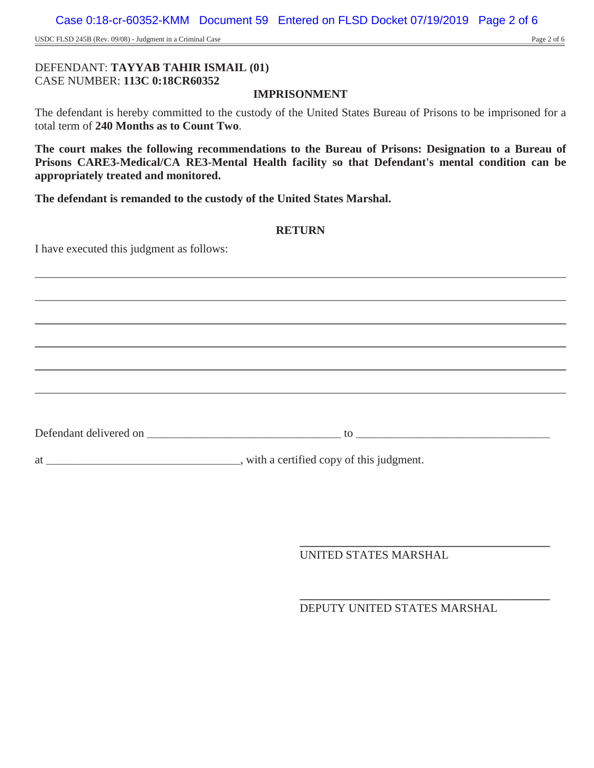DEFENDANT: **TAYYAB TAHIR ISMAIL (01)**
CASE NUMBER: **113C 0:18CR60352**

## IMPRISONMENT

The defendant is hereby committed to the custody of the United States Bureau of Prisons to be imprisoned for a total term of **240 Months as to Count Two**.

**The court makes the following recommendations to the Bureau of Prisons: Designation to a Bureau of Prisons CARE3-Medical/CA RE3-Mental Health facility so that Defendant's mental condition can be appropriately treated and monitored.**

**The defendant is remanded to the custody of the United States Marshal.**

## RETURN

I have executed this judgment as follows:

______________________________________________________________________________

______________________________________________________________________________

______________________________________________________________________________

______________________________________________________________________________

______________________________________________________________________________

______________________________________________________________________________

Defendant delivered on _________________________________ to _________________________________

at _________________________________, with a certified copy of this judgment.

_________________________________________
UNITED STATES MARSHAL

_________________________________________
DEPUTY UNITED STATES MARSHAL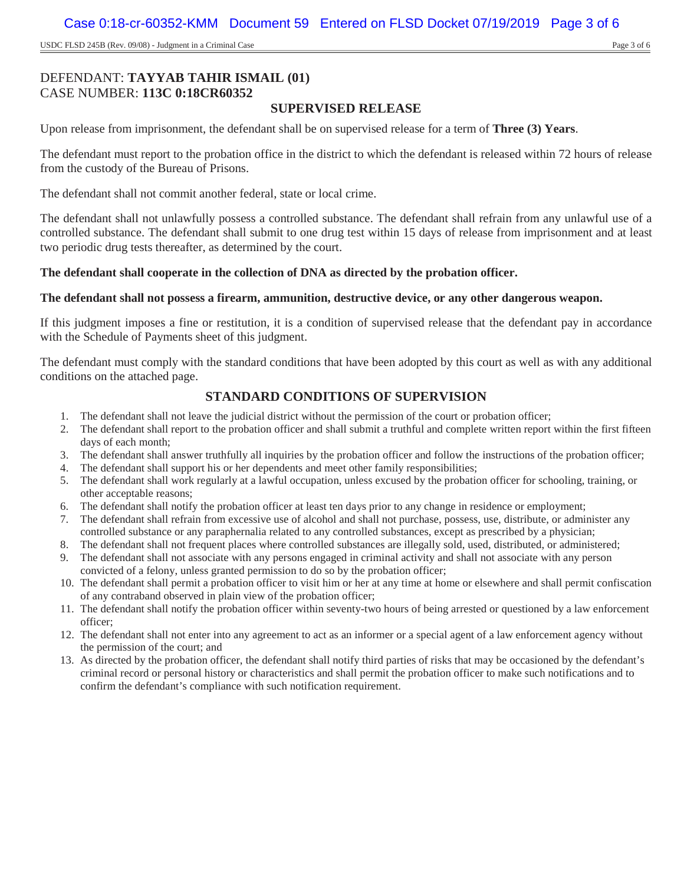DEFENDANT: **TAYYAB TAHIR ISMAIL (01)**
CASE NUMBER: **113C 0:18CR60352**

## SUPERVISED RELEASE

Upon release from imprisonment, the defendant shall be on supervised release for a term of **Three (3) Years**.

The defendant must report to the probation office in the district to which the defendant is released within 72 hours of release from the custody of the Bureau of Prisons.

The defendant shall not commit another federal, state or local crime.

The defendant shall not unlawfully possess a controlled substance. The defendant shall refrain from any unlawful use of a controlled substance. The defendant shall submit to one drug test within 15 days of release from imprisonment and at least two periodic drug tests thereafter, as determined by the court.

**The defendant shall cooperate in the collection of DNA as directed by the probation officer.**

**The defendant shall not possess a firearm, ammunition, destructive device, or any other dangerous weapon.**

If this judgment imposes a fine or restitution, it is a condition of supervised release that the defendant pay in accordance with the Schedule of Payments sheet of this judgment.

The defendant must comply with the standard conditions that have been adopted by this court as well as with any additional conditions on the attached page.

## STANDARD CONDITIONS OF SUPERVISION

1. The defendant shall not leave the judicial district without the permission of the court or probation officer;
2. The defendant shall report to the probation officer and shall submit a truthful and complete written report within the first fifteen days of each month;
3. The defendant shall answer truthfully all inquiries by the probation officer and follow the instructions of the probation officer;
4. The defendant shall support his or her dependents and meet other family responsibilities;
5. The defendant shall work regularly at a lawful occupation, unless excused by the probation officer for schooling, training, or other acceptable reasons;
6. The defendant shall notify the probation officer at least ten days prior to any change in residence or employment;
7. The defendant shall refrain from excessive use of alcohol and shall not purchase, possess, use, distribute, or administer any controlled substance or any paraphernalia related to any controlled substances, except as prescribed by a physician;
8. The defendant shall not frequent places where controlled substances are illegally sold, used, distributed, or administered;
9. The defendant shall not associate with any persons engaged in criminal activity and shall not associate with any person convicted of a felony, unless granted permission to do so by the probation officer;
10. The defendant shall permit a probation officer to visit him or her at any time at home or elsewhere and shall permit confiscation of any contraband observed in plain view of the probation officer;
11. The defendant shall notify the probation officer within seventy-two hours of being arrested or questioned by a law enforcement officer;
12. The defendant shall not enter into any agreement to act as an informer or a special agent of a law enforcement agency without the permission of the court; and
13. As directed by the probation officer, the defendant shall notify third parties of risks that may be occasioned by the defendant's criminal record or personal history or characteristics and shall permit the probation officer to make such notifications and to confirm the defendant's compliance with such notification requirement.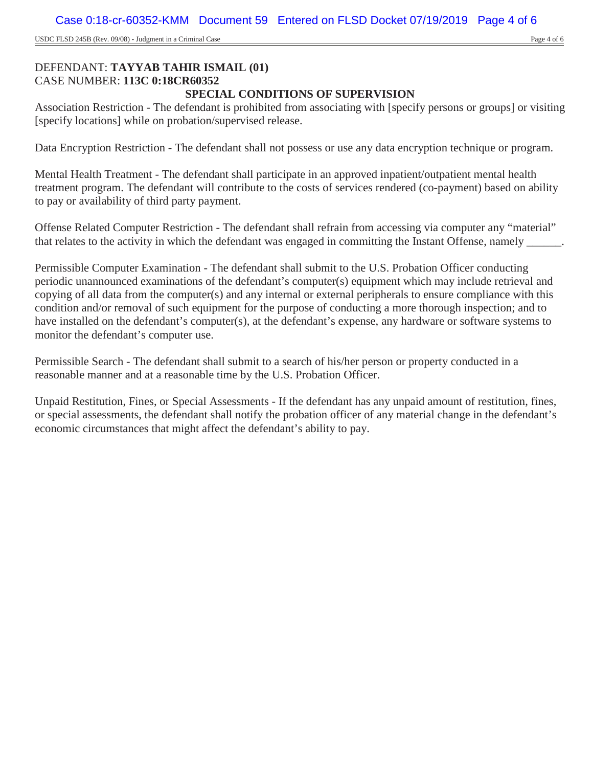DEFENDANT: **TAYYAB TAHIR ISMAIL (01)**
CASE NUMBER: **113C 0:18CR60352**

## SPECIAL CONDITIONS OF SUPERVISION

Association Restriction - The defendant is prohibited from associating with [specify persons or groups] or visiting [specify locations] while on probation/supervised release.

Data Encryption Restriction - The defendant shall not possess or use any data encryption technique or program.

Mental Health Treatment - The defendant shall participate in an approved inpatient/outpatient mental health treatment program. The defendant will contribute to the costs of services rendered (co-payment) based on ability to pay or availability of third party payment.

Offense Related Computer Restriction - The defendant shall refrain from accessing via computer any "material" that relates to the activity in which the defendant was engaged in committing the Instant Offense, namely ______.

Permissible Computer Examination - The defendant shall submit to the U.S. Probation Officer conducting periodic unannounced examinations of the defendant's computer(s) equipment which may include retrieval and copying of all data from the computer(s) and any internal or external peripherals to ensure compliance with this condition and/or removal of such equipment for the purpose of conducting a more thorough inspection; and to have installed on the defendant's computer(s), at the defendant's expense, any hardware or software systems to monitor the defendant's computer use.

Permissible Search - The defendant shall submit to a search of his/her person or property conducted in a reasonable manner and at a reasonable time by the U.S. Probation Officer.

Unpaid Restitution, Fines, or Special Assessments - If the defendant has any unpaid amount of restitution, fines, or special assessments, the defendant shall notify the probation officer of any material change in the defendant's economic circumstances that might affect the defendant's ability to pay.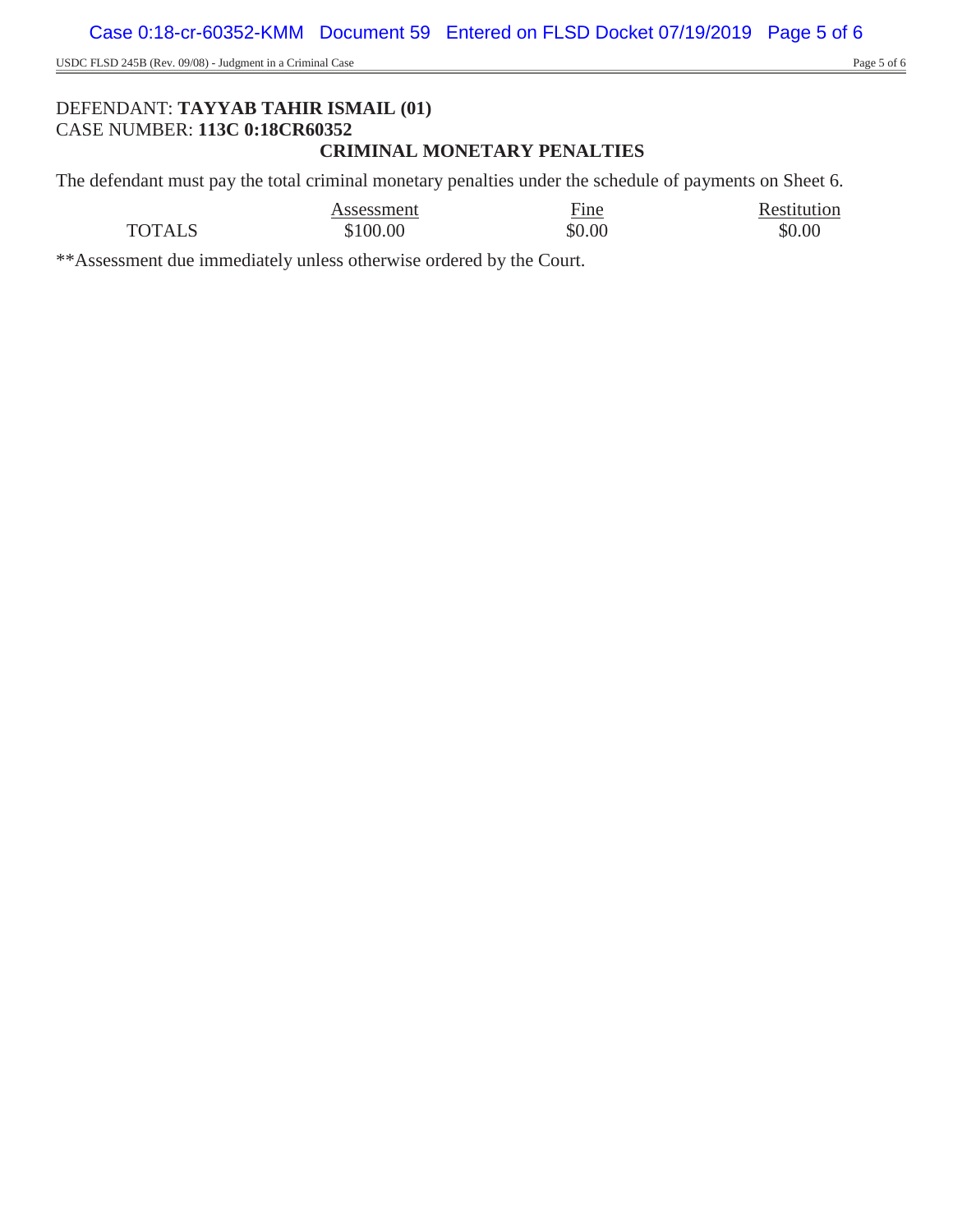DEFENDANT: **TAYYAB TAHIR ISMAIL (01)**
CASE NUMBER: **113C 0:18CR60352**

## CRIMINAL MONETARY PENALTIES

The defendant must pay the total criminal monetary penalties under the schedule of payments on Sheet 6.

| | Assessment | Fine | Restitution |
|---|---|---|---|
| TOTALS | $100.00 | $0.00 | $0.00 |

**Assessment due immediately unless otherwise ordered by the Court.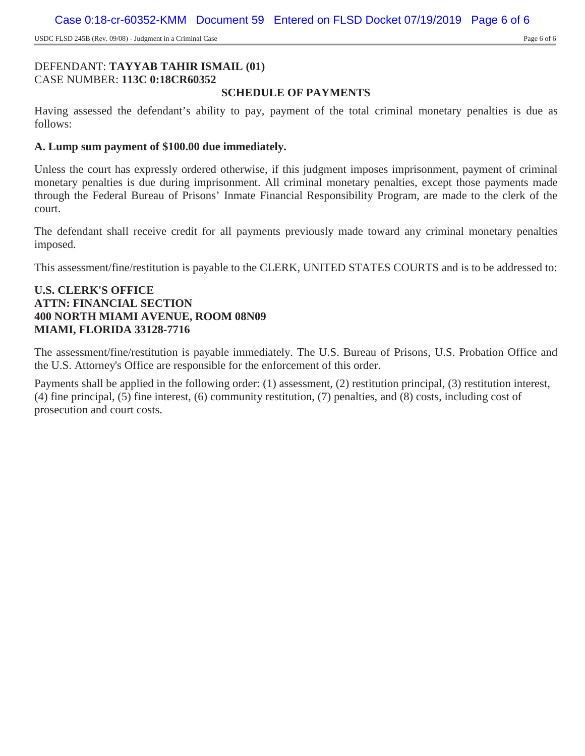DEFENDANT: **TAYYAB TAHIR ISMAIL (01)**
CASE NUMBER: **113C 0:18CR60352**

## SCHEDULE OF PAYMENTS

Having assessed the defendant's ability to pay, payment of the total criminal monetary penalties is due as follows:

**A. Lump sum payment of $100.00 due immediately.**

Unless the court has expressly ordered otherwise, if this judgment imposes imprisonment, payment of criminal monetary penalties is due during imprisonment. All criminal monetary penalties, except those payments made through the Federal Bureau of Prisons' Inmate Financial Responsibility Program, are made to the clerk of the court.

The defendant shall receive credit for all payments previously made toward any criminal monetary penalties imposed.

This assessment/fine/restitution is payable to the CLERK, UNITED STATES COURTS and is to be addressed to:

**U.S. CLERK'S OFFICE**
**ATTN: FINANCIAL SECTION**
**400 NORTH MIAMI AVENUE, ROOM 08N09**
**MIAMI, FLORIDA 33128-7716**

The assessment/fine/restitution is payable immediately. The U.S. Bureau of Prisons, U.S. Probation Office and the U.S. Attorney's Office are responsible for the enforcement of this order.

Payments shall be applied in the following order: (1) assessment, (2) restitution principal, (3) restitution interest, (4) fine principal, (5) fine interest, (6) community restitution, (7) penalties, and (8) costs, including cost of prosecution and court costs.